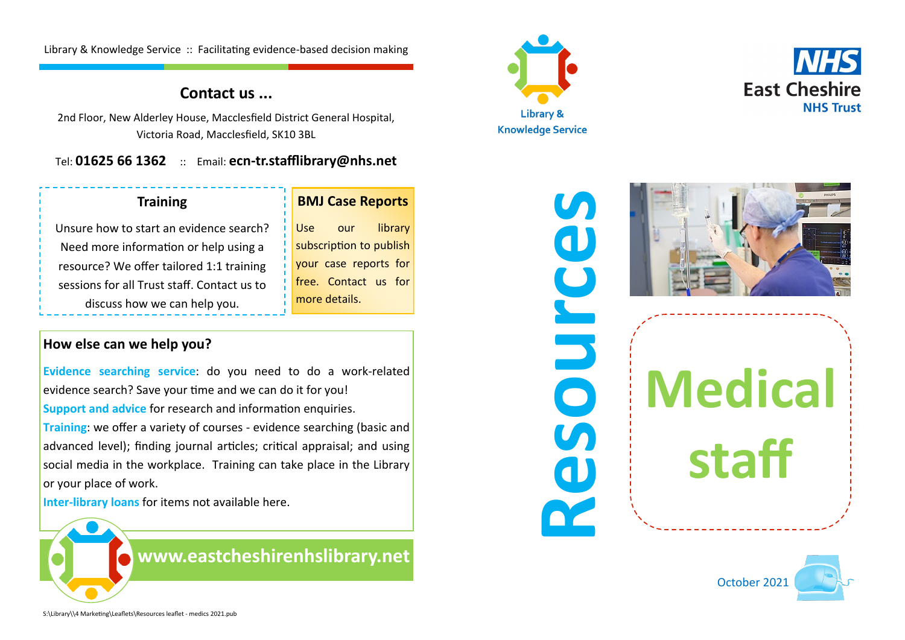Library & Knowledge Service :: Facilitating evidence-based decision making

## Contact us ...

2nd Floor, New Alderley House, Macclesfield District General Hospital, Victoria Road, Macclesfield, SK10 3BL

Tel: **01625 66 1362** :: Email: **ecn-tr.stafflibrary@nhs.net**

### Training

Unsure how to start an evidence search? Need more information or help using a resource? We offer tailored 1:1 training sessions for all Trust staff. Contact us to discuss how we can help you.

### BMJ Case Reports

Use our library subscription to publish your case reports for free. Contact us for more details.

### How else can we help you?

**Evidence searching service**: do you need to do a work-related evidence search? Save your time and we can do it for you!

**Support and advice** for research and information enquiries.

**Training**: we offer a variety of courses - evidence searching (basic and advanced level); finding journal articles; critical appraisal; and using social media in the workplace. Training can take place in the Library or your place of work.

**Inter-library loans** for items not available here.

**www.eastcheshirenhslibrary.net**

S:\Library\\4 Marketing\Leaflets\Resources leaflet - medics 2021.pub

Library & Knowledge Service

NHS East Cheshire NHS Trust

# Resources

# Medical staff

October 2021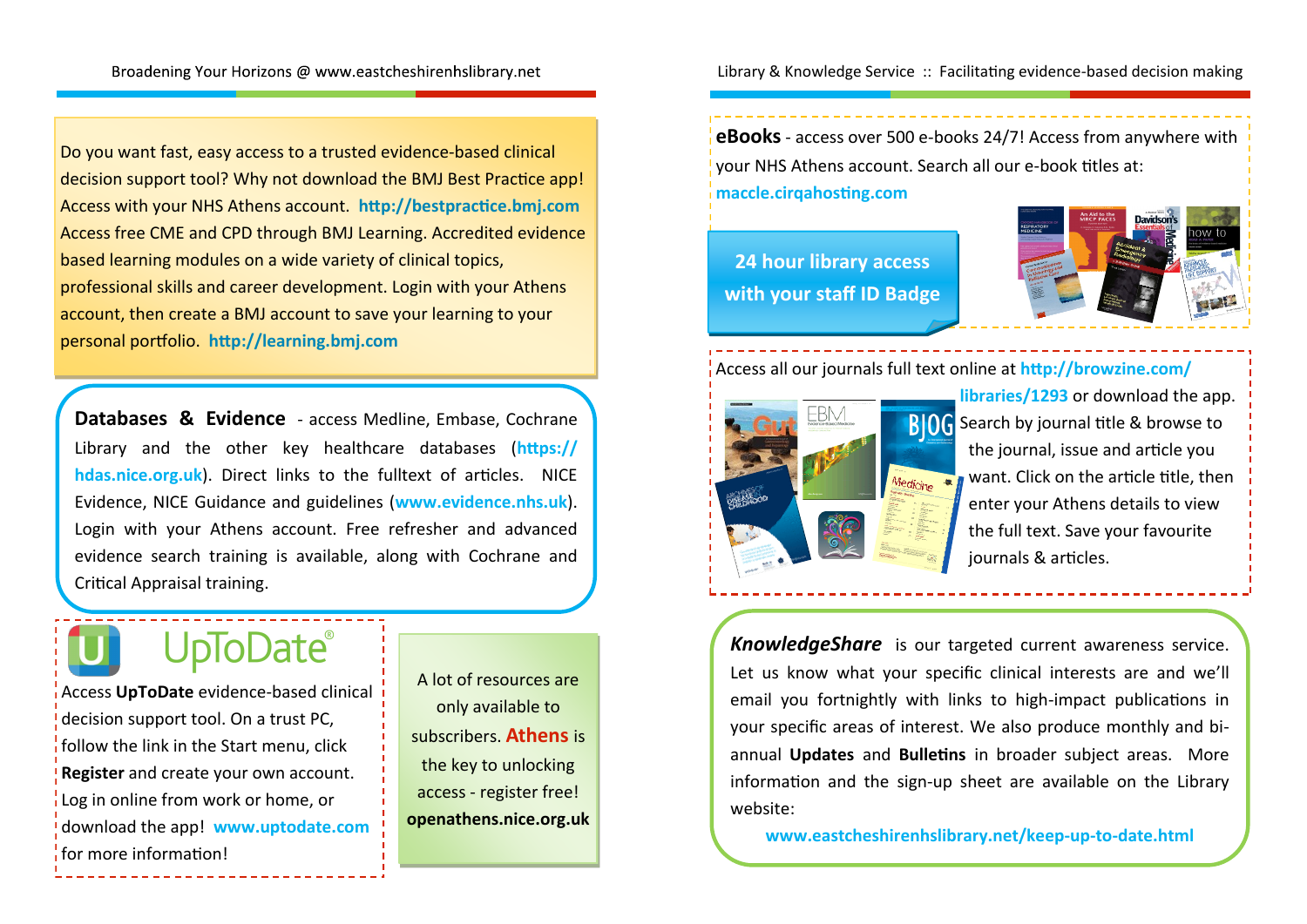Do you want fast, easy access to a trusted evidence-based clinical decision support tool? Why not download the BMJ Best Practice app! Access with your NHS Athens account. **http://bestpractice.bmj.com** Access free CME and CPD through BMJ Learning. Accredited evidence based learning modules on a wide variety of clinical topics, professional skills and career development. Login with your Athens account, then create a BMJ account to save your learning to your personal portfolio. **http://learning.bmj.com**

**Databases & Evidence** - access Medline, Embase, Cochrane Library and the other key healthcare databases (**https://hdas.nice.org.uk**). Direct links to the fulltext of articles. NICE Evidence, NICE Guidance and guidelines (**www.evidence.nhs.uk**). Login with your Athens account. Free refresher and advanced evidence search training is available, along with Cochrane and Critical Appraisal training.

UpToDate®

Access **UpToDate** evidence-based clinical decision support tool. On a trust PC, follow the link in the Start menu, click **Register** and create your own account. Log in online from work or home, or download the app! **www.uptodate.com** for more information!

A lot of resources are only available to subscribers. **Athens** is the key to unlocking access - register free! **openathens.nice.org.uk**

**eBooks** - access over 500 e-books 24/7! Access from anywhere with your NHS Athens account. Search all our e-book titles at: **maccle.cirqahosting.com**

**24 hour library access with your staff ID Badge**

Access all our journals full text online at **http://browzine.com/libraries/1293** or download the app. Search by journal title & browse to the journal, issue and article you want. Click on the article title, then enter your Athens details to view the full text. Save your favourite journals & articles.

***KnowledgeShare*** is our targeted current awareness service. Let us know what your specific clinical interests are and we'll email you fortnightly with links to high-impact publications in your specific areas of interest. We also produce monthly and bi-annual **Updates** and **Bulletins** in broader subject areas. More information and the sign-up sheet are available on the Library website:

**www.eastcheshirenhslibrary.net/keep-up-to-date.html**